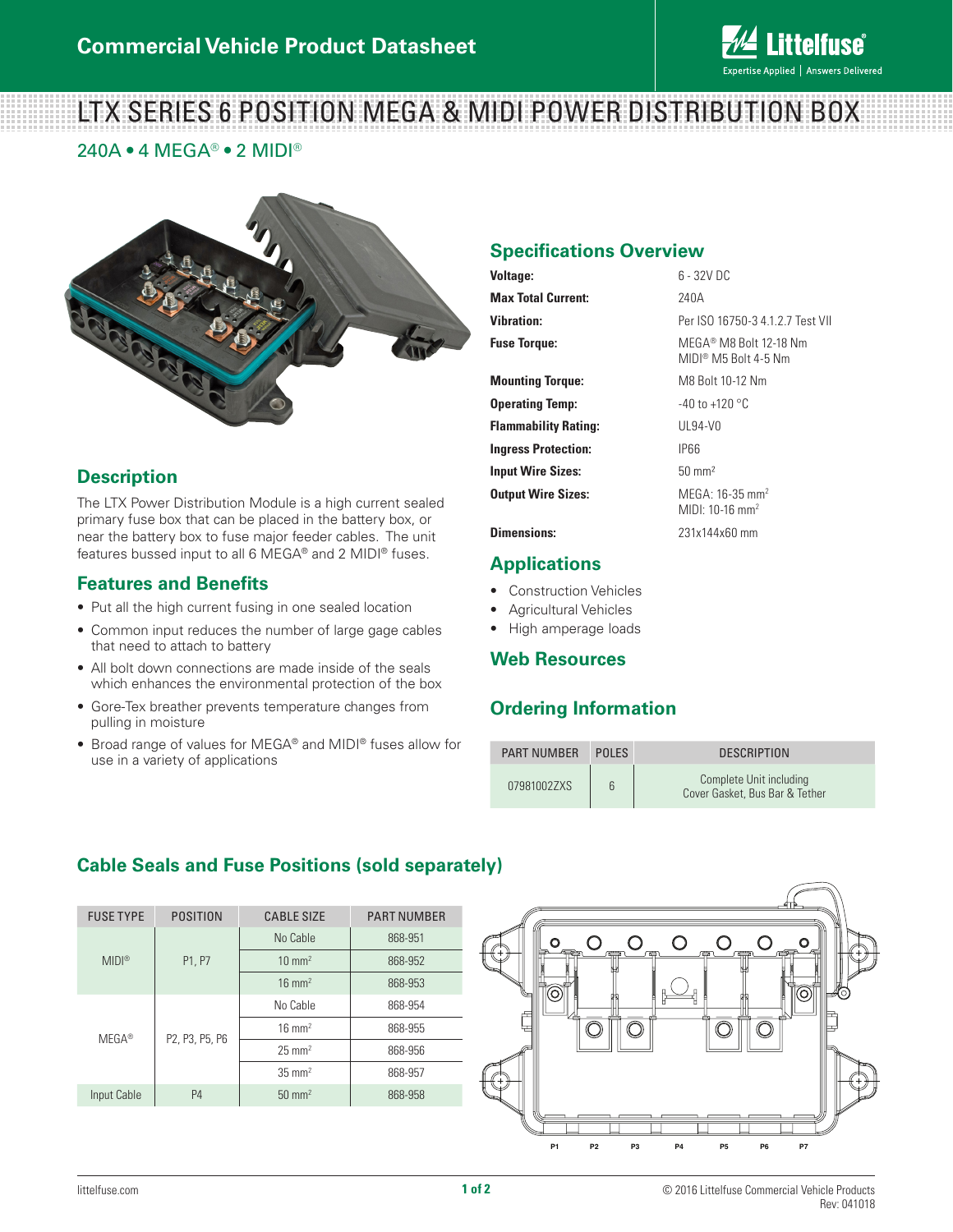Commercial Vehicle Product Datasheet

# LTX SERIES 6 POSITION MEGA & MIDI POWER DISTRIBUTION BOX

240A • 4 MEGA® • 2 MIDI®

## Description

The LTX Power Distribution Module is a high current sealed primary fuse box that can be placed in the battery box, or near the battery box to fuse major feeder cables. The unit features bussed input to all 6 MEGA® and 2 MIDI® fuses.

## Features and Benefits

- Put all the high current fusing in one sealed location
- Common input reduces the number of large gage cables that need to attach to battery
- All bolt down connections are made inside of the seals which enhances the environmental protection of the box
- Gore-Tex breather prevents temperature changes from pulling in moisture
- Broad range of values for MEGA® and MIDI® fuses allow for use in a variety of applications

## Specifications Overview

| | |
|---|---|
| **Voltage:** | 6 - 32V DC |
| **Max Total Current:** | 240A |
| **Vibration:** | Per ISO 16750-3 4.1.2.7 Test VII |
| **Fuse Torque:** | MEGA® M8 Bolt 12-18 Nm<br>MIDI® M5 Bolt 4-5 Nm |
| **Mounting Torque:** | M8 Bolt 10-12 Nm |
| **Operating Temp:** | -40 to +120 °C |
| **Flammability Rating:** | UL94-V0 |
| **Ingress Protection:** | IP66 |
| **Input Wire Sizes:** | 50 mm² |
| **Output Wire Sizes:** | MEGA: 16-35 mm²<br>MIDI: 10-16 mm² |
| **Dimensions:** | 231x144x60 mm |

## Applications

- Construction Vehicles
- Agricultural Vehicles
- High amperage loads

## Web Resources

## Ordering Information

| PART NUMBER | POLES | DESCRIPTION |
|---|---|---|
| 07981002ZXS | 6 | Complete Unit including Cover Gasket, Bus Bar & Tether |

## Cable Seals and Fuse Positions (sold separately)

| FUSE TYPE | POSITION | CABLE SIZE | PART NUMBER |
|---|---|---|---|
| MIDI® | P1, P7 | No Cable | 868-951 |
| | | 10 mm² | 868-952 |
| | | 16 mm² | 868-953 |
| MEGA® | P2, P3, P5, P6 | No Cable | 868-954 |
| | | 16 mm² | 868-955 |
| | | 25 mm² | 868-956 |
| | | 35 mm² | 868-957 |
| Input Cable | P4 | 50 mm² | 868-958 |

P1 P2 P3 P4 P5 P6 P7

littelfuse.com

© 2016 Littelfuse Commercial Vehicle Products
Rev: 041018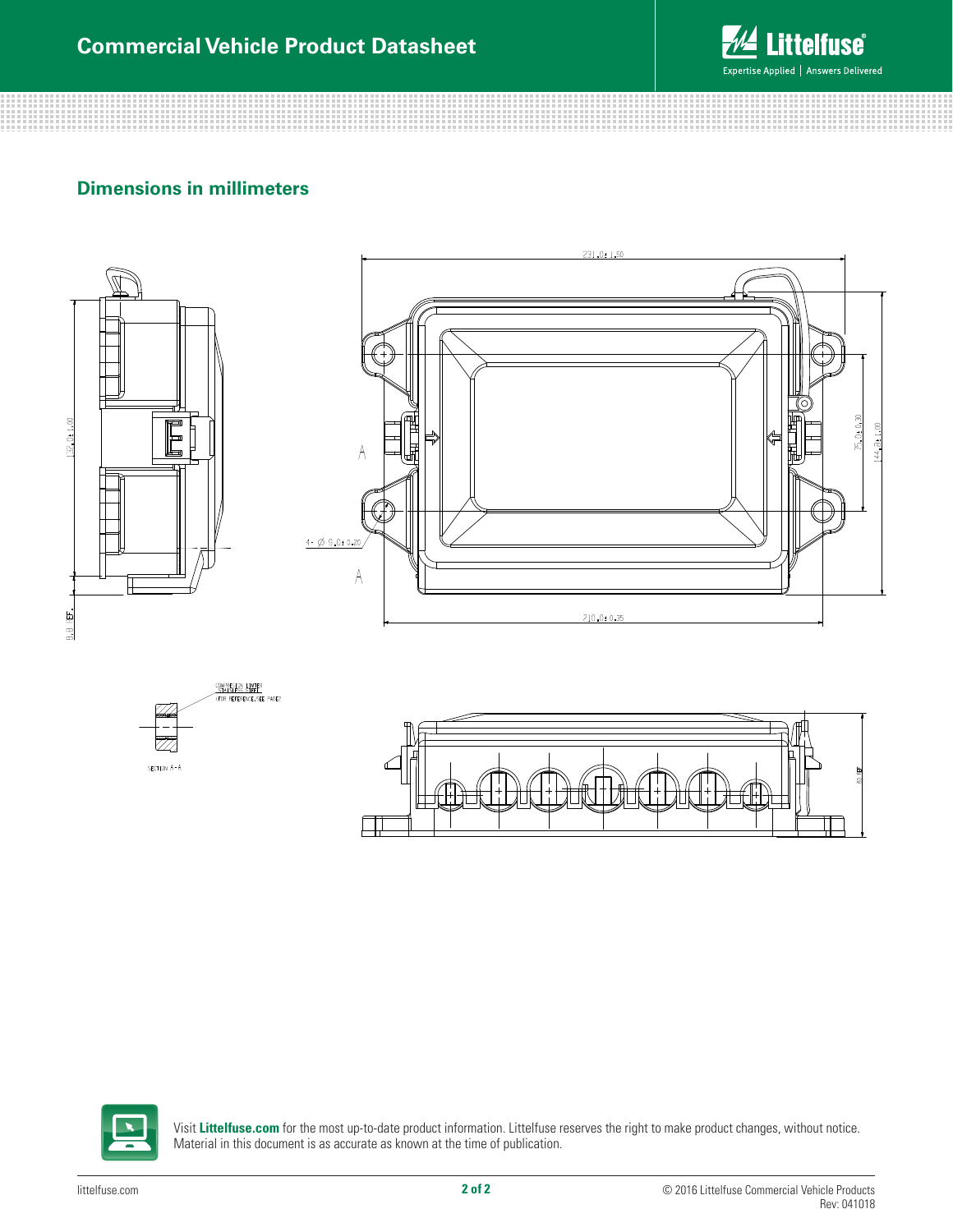## Dimensions in millimeters

231.0± 1.50

122.0± 1.00

8.8 REF.

75.0± 0.30

144.0± 1.00

4- Ø 9.0± 0.20

A

A

210.0± 0.35

COMPRESSION LIMITER
(FOR REFERENCE, SEE PAGE)

SECTION A-A

80 REF

Visit **Littelfuse.com** for the most up-to-date product information. Littelfuse reserves the right to make product changes, without notice. Material in this document is as accurate as known at the time of publication.

littelfuse.com

© 2016 Littelfuse Commercial Vehicle Products
Rev: 041018